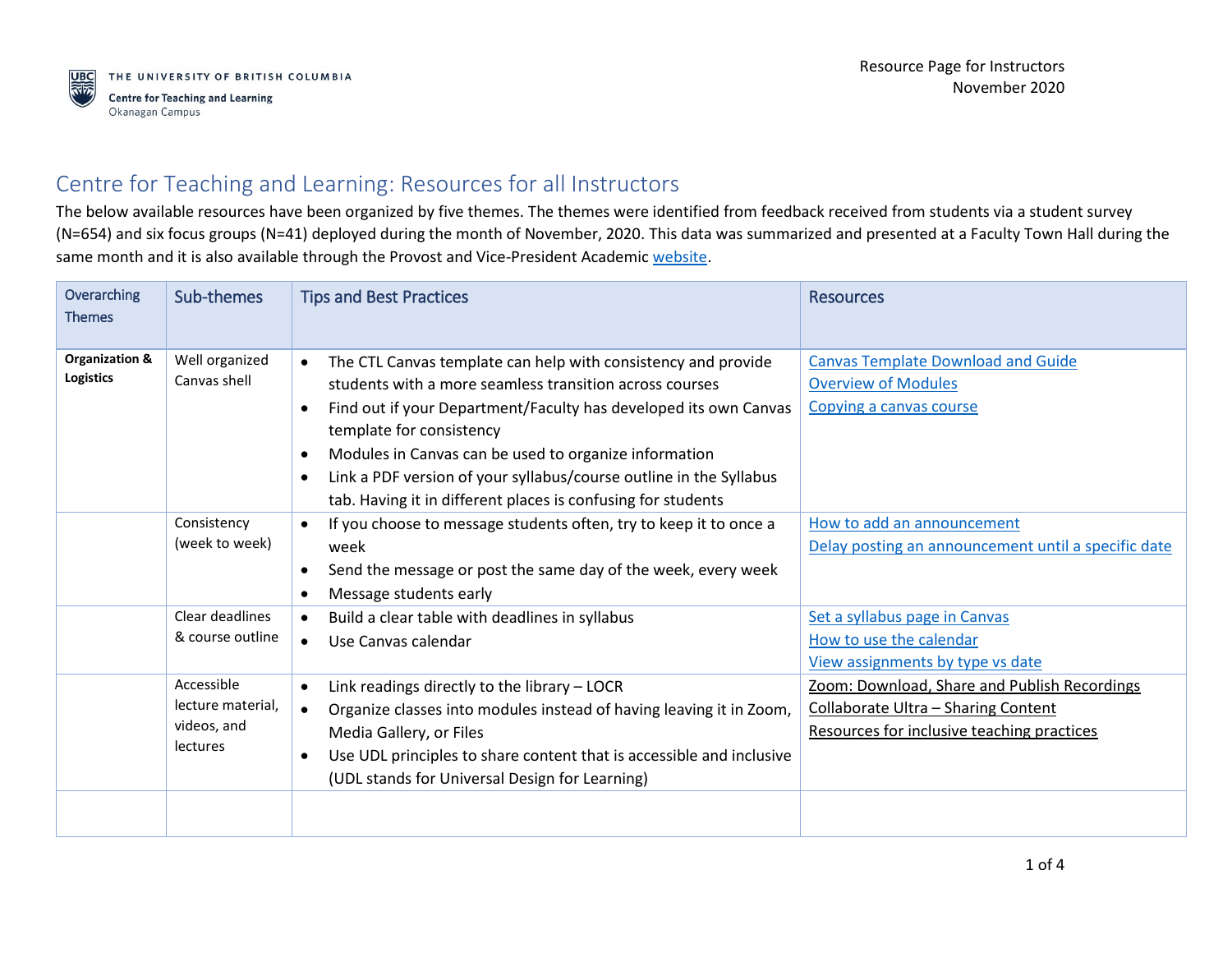THE UNIVERSITY OF BRITISH COLUMBIA
Centre for Teaching and Learning
Okanagan Campus

Resource Page for Instructors
November 2020

# Centre for Teaching and Learning: Resources for all Instructors

The below available resources have been organized by five themes. The themes were identified from feedback received from students via a student survey (N=654) and six focus groups (N=41) deployed during the month of November, 2020. This data was summarized and presented at a Faculty Town Hall during the same month and it is also available through the Provost and Vice-President Academic website.

| Overarching Themes | Sub-themes | Tips and Best Practices | Resources |
|---|---|---|---|
| **Organization & Logistics** | Well organized Canvas shell | • The CTL Canvas template can help with consistency and provide students with a more seamless transition across courses<br>• Find out if your Department/Faculty has developed its own Canvas template for consistency<br>• Modules in Canvas can be used to organize information<br>• Link a PDF version of your syllabus/course outline in the Syllabus tab. Having it in different places is confusing for students | Canvas Template Download and Guide<br>Overview of Modules<br>Copying a canvas course |
| | Consistency (week to week) | • If you choose to message students often, try to keep it to once a week<br>• Send the message or post the same day of the week, every week<br>• Message students early | How to add an announcement<br>Delay posting an announcement until a specific date |
| | Clear deadlines & course outline | • Build a clear table with deadlines in syllabus<br>• Use Canvas calendar | Set a syllabus page in Canvas<br>How to use the calendar<br>View assignments by type vs date |
| | Accessible lecture material, videos, and lectures | • Link readings directly to the library – LOCR<br>• Organize classes into modules instead of having leaving it in Zoom, Media Gallery, or Files<br>• Use UDL principles to share content that is accessible and inclusive (UDL stands for Universal Design for Learning) | Zoom: Download, Share and Publish Recordings<br>Collaborate Ultra – Sharing Content<br>Resources for inclusive teaching practices |
| | | | |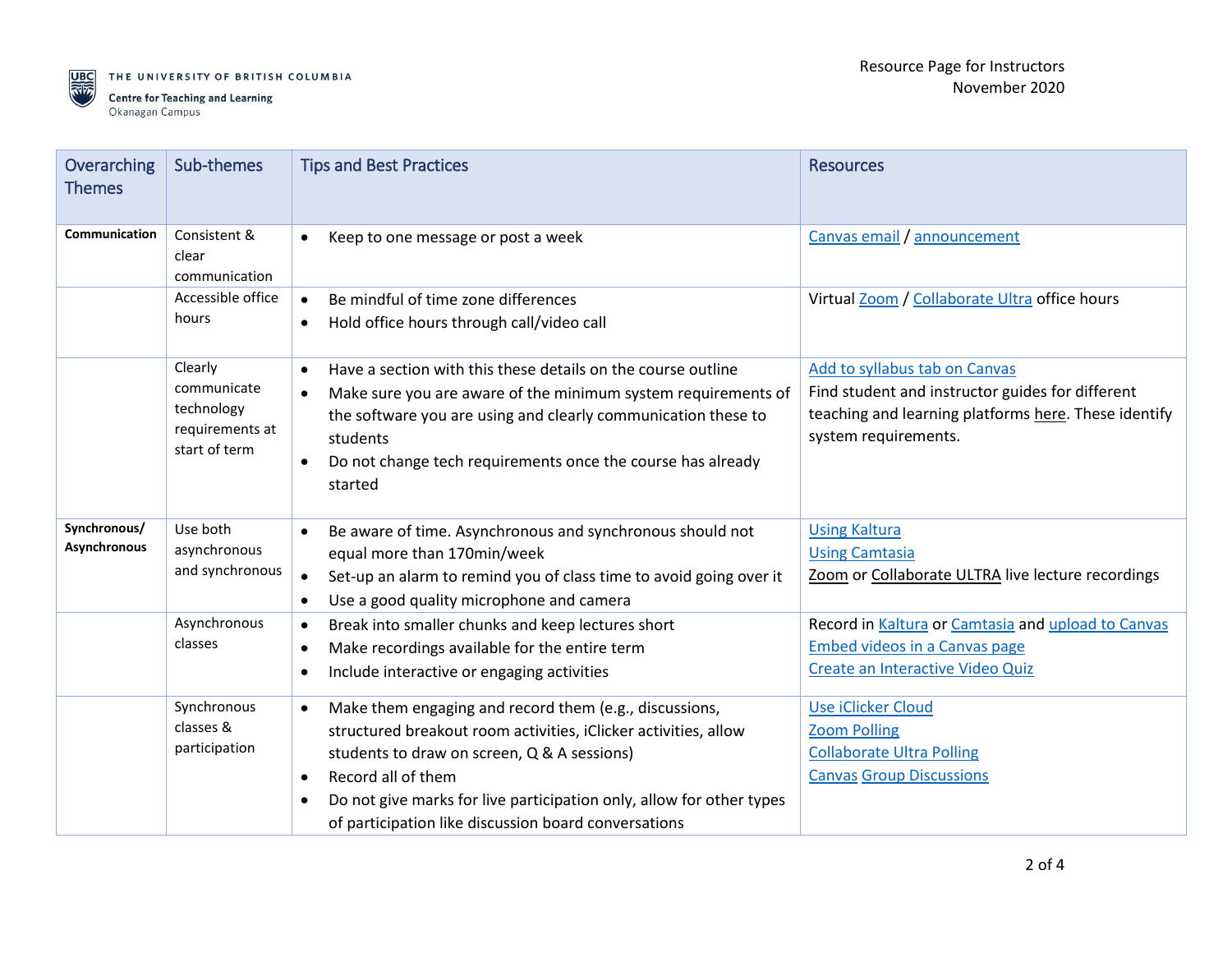| Overarching Themes | Sub-themes | Tips and Best Practices | Resources |
|---|---|---|---|
| **Communication** | Consistent & clear communication | • Keep to one message or post a week | Canvas email / announcement |
| | Accessible office hours | • Be mindful of time zone differences<br>• Hold office hours through call/video call | Virtual Zoom / Collaborate Ultra office hours |
| | Clearly communicate technology requirements at start of term | • Have a section with this these details on the course outline<br>• Make sure you are aware of the minimum system requirements of the software you are using and clearly communication these to students<br>• Do not change tech requirements once the course has already started | Add to syllabus tab on Canvas<br>Find student and instructor guides for different teaching and learning platforms here. These identify system requirements. |
| **Synchronous/ Asynchronous** | Use both asynchronous and synchronous | • Be aware of time. Asynchronous and synchronous should not equal more than 170min/week<br>• Set-up an alarm to remind you of class time to avoid going over it<br>• Use a good quality microphone and camera | Using Kaltura<br>Using Camtasia<br>Zoom or Collaborate ULTRA live lecture recordings |
| | Asynchronous classes | • Break into smaller chunks and keep lectures short<br>• Make recordings available for the entire term<br>• Include interactive or engaging activities | Record in Kaltura or Camtasia and upload to Canvas<br>Embed videos in a Canvas page<br>Create an Interactive Video Quiz |
| | Synchronous classes & participation | • Make them engaging and record them (e.g., discussions, structured breakout room activities, iClicker activities, allow students to draw on screen, Q & A sessions)<br>• Record all of them<br>• Do not give marks for live participation only, allow for other types of participation like discussion board conversations | Use iClicker Cloud<br>Zoom Polling<br>Collaborate Ultra Polling<br>Canvas Group Discussions |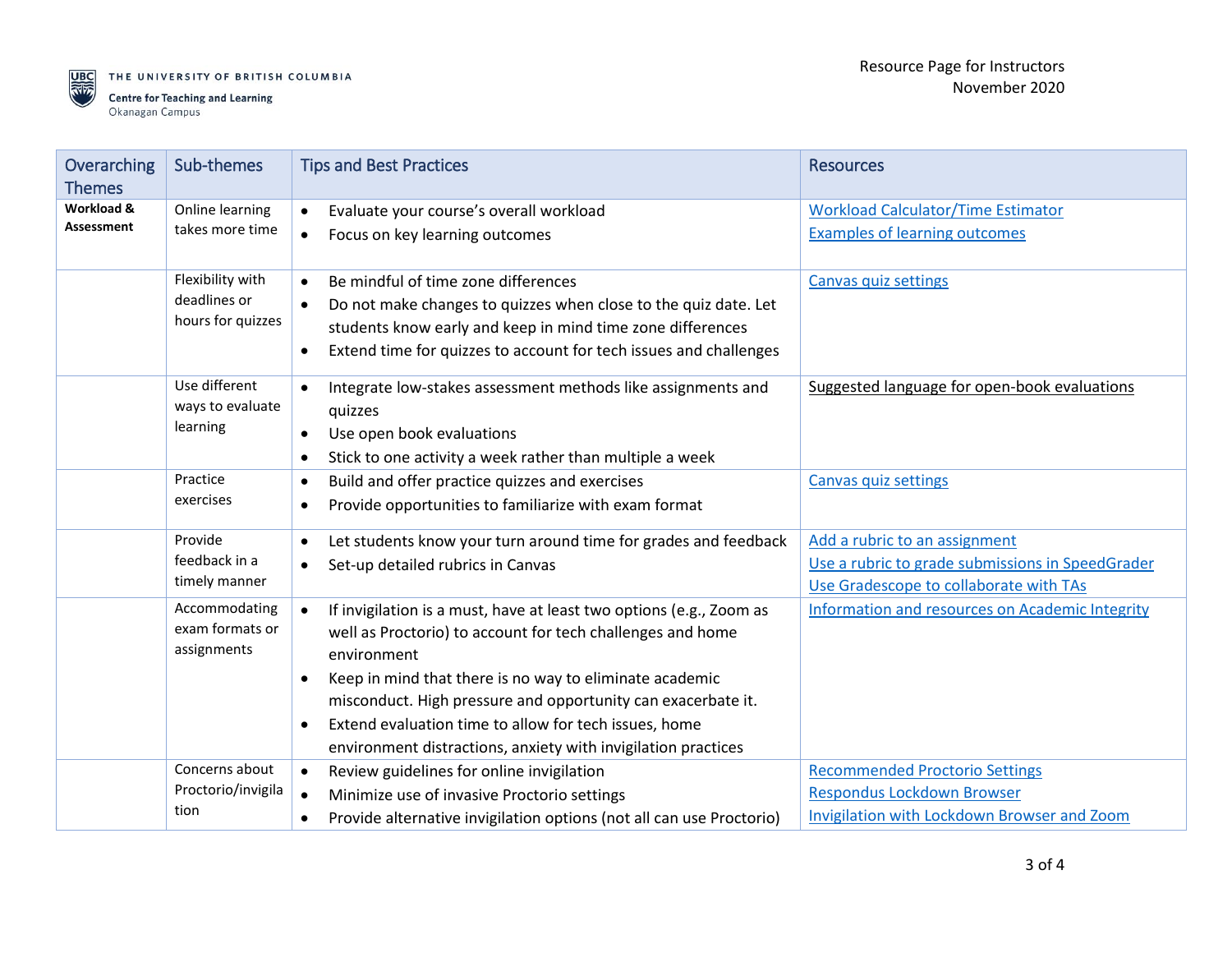| Overarching Themes | Sub-themes | Tips and Best Practices | Resources |
|---|---|---|---|
| **Workload & Assessment** | Online learning takes more time | • Evaluate your course's overall workload<br>• Focus on key learning outcomes | Workload Calculator/Time Estimator<br>Examples of learning outcomes |
| | Flexibility with deadlines or hours for quizzes | • Be mindful of time zone differences<br>• Do not make changes to quizzes when close to the quiz date. Let students know early and keep in mind time zone differences<br>• Extend time for quizzes to account for tech issues and challenges | Canvas quiz settings |
| | Use different ways to evaluate learning | • Integrate low-stakes assessment methods like assignments and quizzes<br>• Use open book evaluations<br>• Stick to one activity a week rather than multiple a week | Suggested language for open-book evaluations |
| | Practice exercises | • Build and offer practice quizzes and exercises<br>• Provide opportunities to familiarize with exam format | Canvas quiz settings |
| | Provide feedback in a timely manner | • Let students know your turn around time for grades and feedback<br>• Set-up detailed rubrics in Canvas | Add a rubric to an assignment<br>Use a rubric to grade submissions in SpeedGrader<br>Use Gradescope to collaborate with TAs |
| | Accommodating exam formats or assignments | • If invigilation is a must, have at least two options (e.g., Zoom as well as Proctorio) to account for tech challenges and home environment<br>• Keep in mind that there is no way to eliminate academic misconduct. High pressure and opportunity can exacerbate it.<br>• Extend evaluation time to allow for tech issues, home environment distractions, anxiety with invigilation practices | Information and resources on Academic Integrity |
| | Concerns about Proctorio/invigilation | • Review guidelines for online invigilation<br>• Minimize use of invasive Proctorio settings<br>• Provide alternative invigilation options (not all can use Proctorio) | Recommended Proctorio Settings<br>Respondus Lockdown Browser<br>Invigilation with Lockdown Browser and Zoom |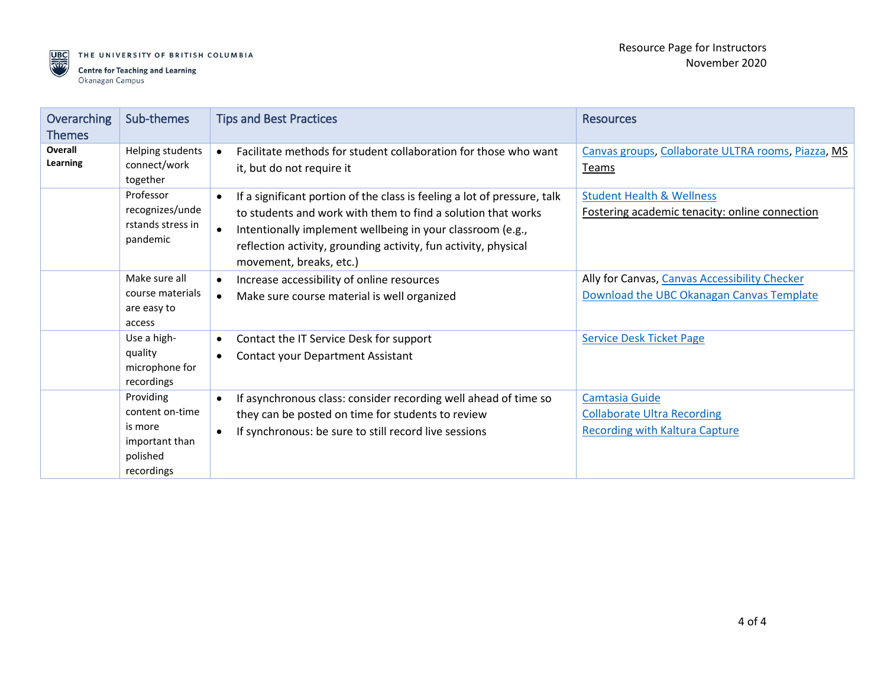| Overarching Themes | Sub-themes | Tips and Best Practices | Resources |
|---|---|---|---|
| **Overall Learning** | Helping students connect/work together | • Facilitate methods for student collaboration for those who want it, but do not require it | Canvas groups, Collaborate ULTRA rooms, Piazza, MS Teams |
| | Professor recognizes/understands stress in pandemic | • If a significant portion of the class is feeling a lot of pressure, talk to students and work with them to find a solution that works<br>• Intentionally implement wellbeing in your classroom (e.g., reflection activity, grounding activity, fun activity, physical movement, breaks, etc.) | Student Health & Wellness<br>Fostering academic tenacity: online connection |
| | Make sure all course materials are easy to access | • Increase accessibility of online resources<br>• Make sure course material is well organized | Ally for Canvas, Canvas Accessibility Checker<br>Download the UBC Okanagan Canvas Template |
| | Use a high-quality microphone for recordings | • Contact the IT Service Desk for support<br>• Contact your Department Assistant | Service Desk Ticket Page |
| | Providing content on-time is more important than polished recordings | • If asynchronous class: consider recording well ahead of time so they can be posted on time for students to review<br>• If synchronous: be sure to still record live sessions | Camtasia Guide<br>Collaborate Ultra Recording<br>Recording with Kaltura Capture |